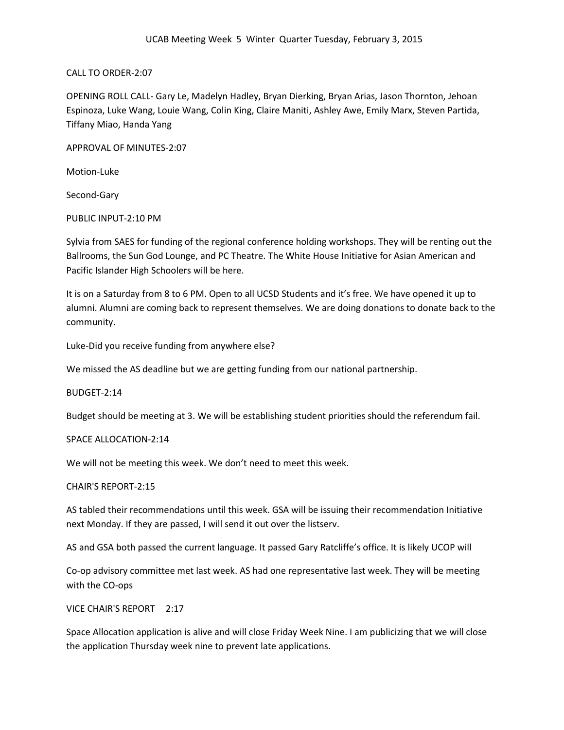UCAB Meeting Week 5 Winter Quarter Tuesday, February 3, 2015

CALL TO ORDER-2:07

OPENING ROLL CALL- Gary Le, Madelyn Hadley, Bryan Dierking, Bryan Arias, Jason Thornton, Jehoan Espinoza, Luke Wang, Louie Wang, Colin King, Claire Maniti, Ashley Awe, Emily Marx, Steven Partida, Tiffany Miao, Handa Yang

APPROVAL OF MINUTES-2:07

Motion-Luke

Second-Gary

PUBLIC INPUT-2:10 PM

Sylvia from SAES for funding of the regional conference holding workshops. They will be renting out the Ballrooms, the Sun God Lounge, and PC Theatre. The White House Initiative for Asian American and Pacific Islander High Schoolers will be here.

It is on a Saturday from 8 to 6 PM. Open to all UCSD Students and it's free. We have opened it up to alumni. Alumni are coming back to represent themselves. We are doing donations to donate back to the community.

Luke-Did you receive funding from anywhere else?

We missed the AS deadline but we are getting funding from our national partnership.

BUDGET-2:14

Budget should be meeting at 3. We will be establishing student priorities should the referendum fail.

SPACE ALLOCATION-2:14

We will not be meeting this week. We don't need to meet this week.

CHAIR'S REPORT-2:15

AS tabled their recommendations until this week. GSA will be issuing their recommendation Initiative next Monday. If they are passed, I will send it out over the listserv.

AS and GSA both passed the current language. It passed Gary Ratcliffe's office. It is likely UCOP will

Co-op advisory committee met last week. AS had one representative last week. They will be meeting with the CO-ops

VICE CHAIR'S REPORT 2:17

Space Allocation application is alive and will close Friday Week Nine. I am publicizing that we will close the application Thursday week nine to prevent late applications.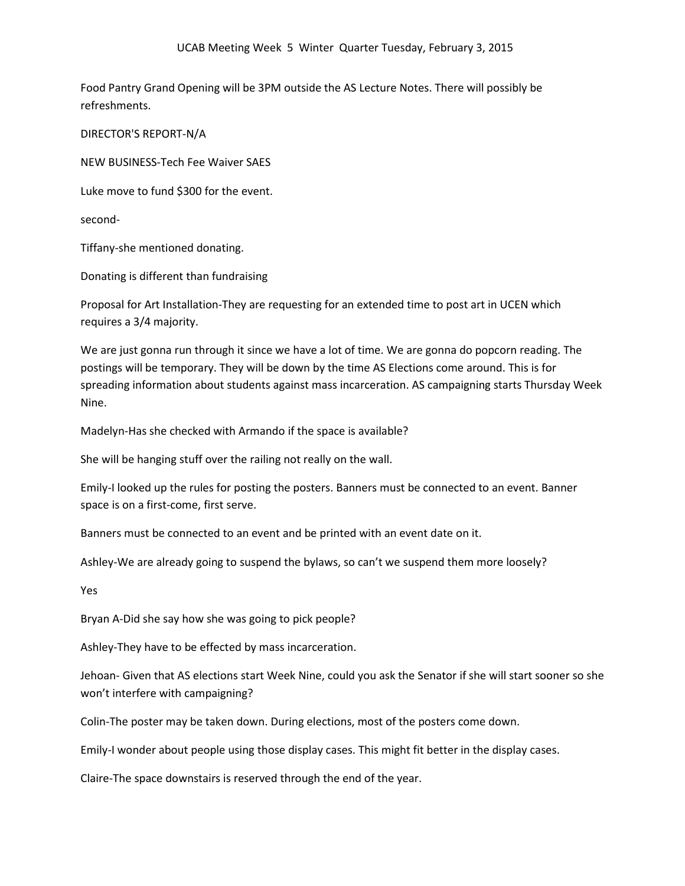Food Pantry Grand Opening will be 3PM outside the AS Lecture Notes. There will possibly be refreshments.

DIRECTOR'S REPORT-N/A

NEW BUSINESS-Tech Fee Waiver SAES

Luke move to fund $300 for the event.

second-

Tiffany-she mentioned donating.

Donating is different than fundraising

Proposal for Art Installation-They are requesting for an extended time to post art in UCEN which requires a 3/4 majority.

We are just gonna run through it since we have a lot of time. We are gonna do popcorn reading. The postings will be temporary. They will be down by the time AS Elections come around. This is for spreading information about students against mass incarceration. AS campaigning starts Thursday Week Nine.

Madelyn-Has she checked with Armando if the space is available?

She will be hanging stuff over the railing not really on the wall.

Emily-I looked up the rules for posting the posters. Banners must be connected to an event. Banner space is on a first-come, first serve.

Banners must be connected to an event and be printed with an event date on it.

Ashley-We are already going to suspend the bylaws, so can't we suspend them more loosely?

Yes

Bryan A-Did she say how she was going to pick people?

Ashley-They have to be effected by mass incarceration.

Jehoan- Given that AS elections start Week Nine, could you ask the Senator if she will start sooner so she won't interfere with campaigning?

Colin-The poster may be taken down. During elections, most of the posters come down.

Emily-I wonder about people using those display cases. This might fit better in the display cases.

Claire-The space downstairs is reserved through the end of the year.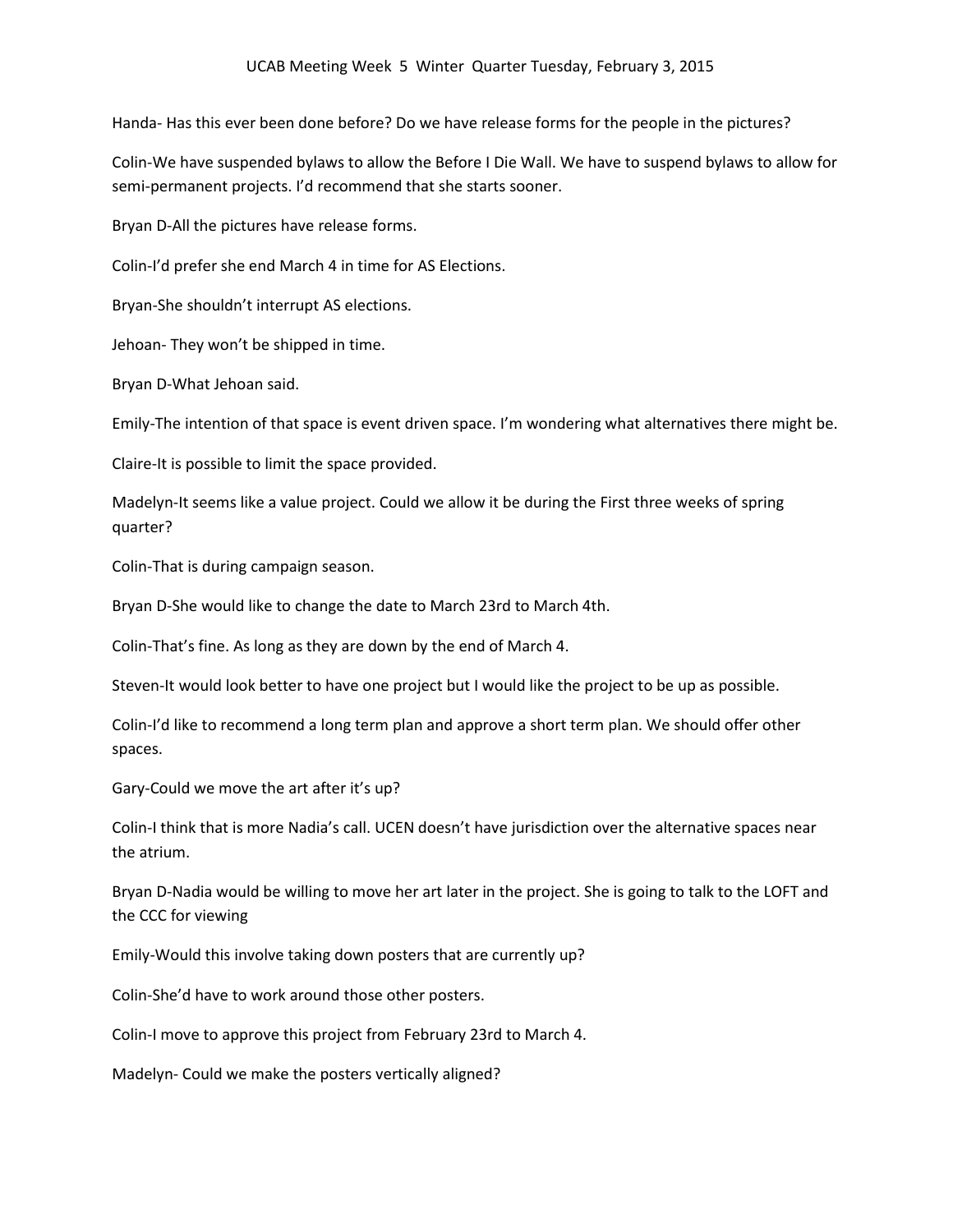Handa- Has this ever been done before? Do we have release forms for the people in the pictures?

Colin-We have suspended bylaws to allow the Before I Die Wall. We have to suspend bylaws to allow for semi-permanent projects. I'd recommend that she starts sooner.

Bryan D-All the pictures have release forms.

Colin-I'd prefer she end March 4 in time for AS Elections.

Bryan-She shouldn't interrupt AS elections.

Jehoan- They won't be shipped in time.

Bryan D-What Jehoan said.

Emily-The intention of that space is event driven space. I'm wondering what alternatives there might be.

Claire-It is possible to limit the space provided.

Madelyn-It seems like a value project. Could we allow it be during the First three weeks of spring quarter?

Colin-That is during campaign season.

Bryan D-She would like to change the date to March 23rd to March 4th.

Colin-That's fine. As long as they are down by the end of March 4.

Steven-It would look better to have one project but I would like the project to be up as possible.

Colin-I'd like to recommend a long term plan and approve a short term plan. We should offer other spaces.

Gary-Could we move the art after it's up?

Colin-I think that is more Nadia's call. UCEN doesn't have jurisdiction over the alternative spaces near the atrium.

Bryan D-Nadia would be willing to move her art later in the project. She is going to talk to the LOFT and the CCC for viewing

Emily-Would this involve taking down posters that are currently up?

Colin-She'd have to work around those other posters.

Colin-I move to approve this project from February 23rd to March 4.

Madelyn- Could we make the posters vertically aligned?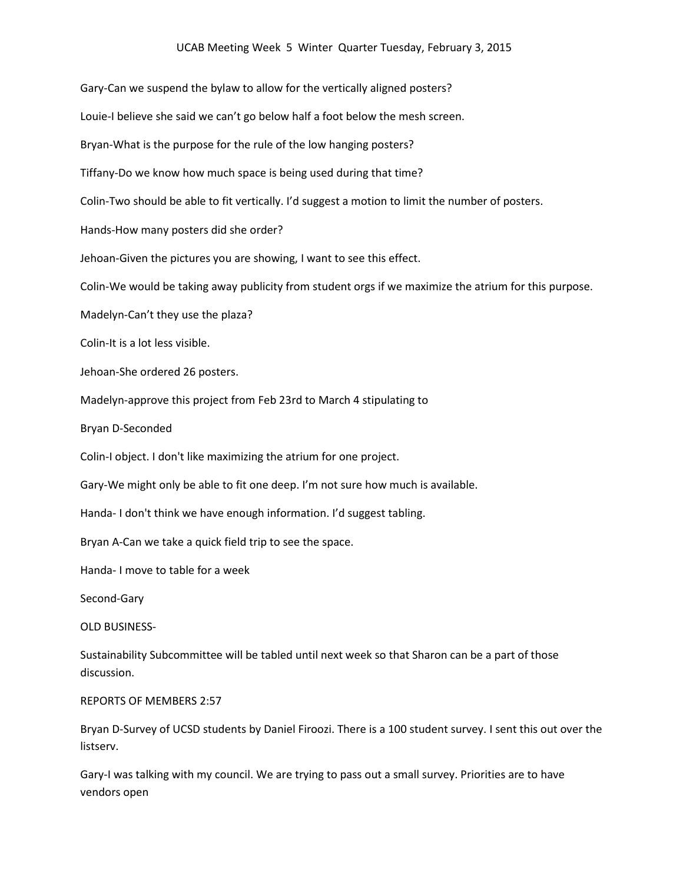Gary-Can we suspend the bylaw to allow for the vertically aligned posters?

Louie-I believe she said we can't go below half a foot below the mesh screen.

Bryan-What is the purpose for the rule of the low hanging posters?

Tiffany-Do we know how much space is being used during that time?

Colin-Two should be able to fit vertically. I'd suggest a motion to limit the number of posters.

Hands-How many posters did she order?

Jehoan-Given the pictures you are showing, I want to see this effect.

Colin-We would be taking away publicity from student orgs if we maximize the atrium for this purpose.

Madelyn-Can't they use the plaza?

Colin-It is a lot less visible.

Jehoan-She ordered 26 posters.

Madelyn-approve this project from Feb 23rd to March 4 stipulating to

Bryan D-Seconded

Colin-I object. I don't like maximizing the atrium for one project.

Gary-We might only be able to fit one deep. I'm not sure how much is available.

Handa- I don't think we have enough information. I'd suggest tabling.

Bryan A-Can we take a quick field trip to see the space.

Handa- I move to table for a week

Second-Gary

OLD BUSINESS-

Sustainability Subcommittee will be tabled until next week so that Sharon can be a part of those discussion.

REPORTS OF MEMBERS 2:57

Bryan D-Survey of UCSD students by Daniel Firoozi. There is a 100 student survey. I sent this out over the listserv.

Gary-I was talking with my council. We are trying to pass out a small survey. Priorities are to have vendors open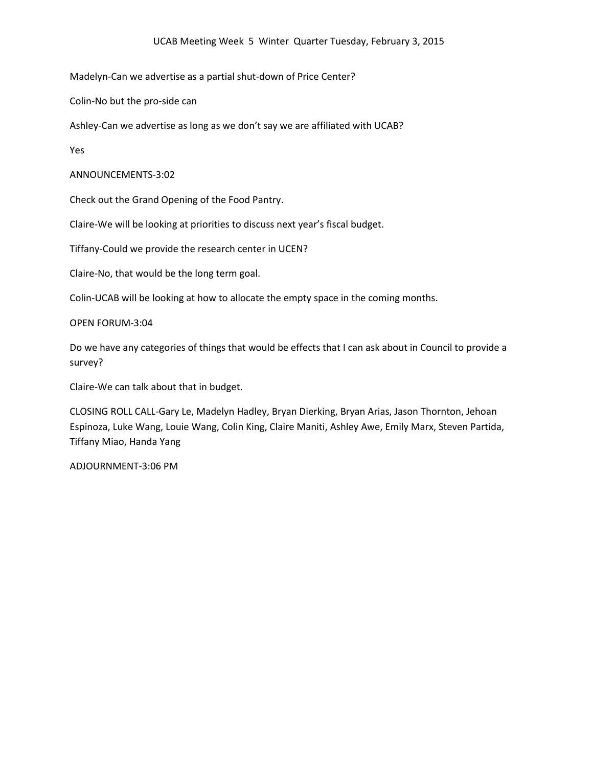Madelyn-Can we advertise as a partial shut-down of Price Center?

Colin-No but the pro-side can

Ashley-Can we advertise as long as we don't say we are affiliated with UCAB?

Yes

ANNOUNCEMENTS-3:02

Check out the Grand Opening of the Food Pantry.

Claire-We will be looking at priorities to discuss next year's fiscal budget.

Tiffany-Could we provide the research center in UCEN?

Claire-No, that would be the long term goal.

Colin-UCAB will be looking at how to allocate the empty space in the coming months.

OPEN FORUM-3:04

Do we have any categories of things that would be effects that I can ask about in Council to provide a survey?

Claire-We can talk about that in budget.

CLOSING ROLL CALL-Gary Le, Madelyn Hadley, Bryan Dierking, Bryan Arias, Jason Thornton, Jehoan Espinoza, Luke Wang, Louie Wang, Colin King, Claire Maniti, Ashley Awe, Emily Marx, Steven Partida, Tiffany Miao, Handa Yang

ADJOURNMENT-3:06 PM